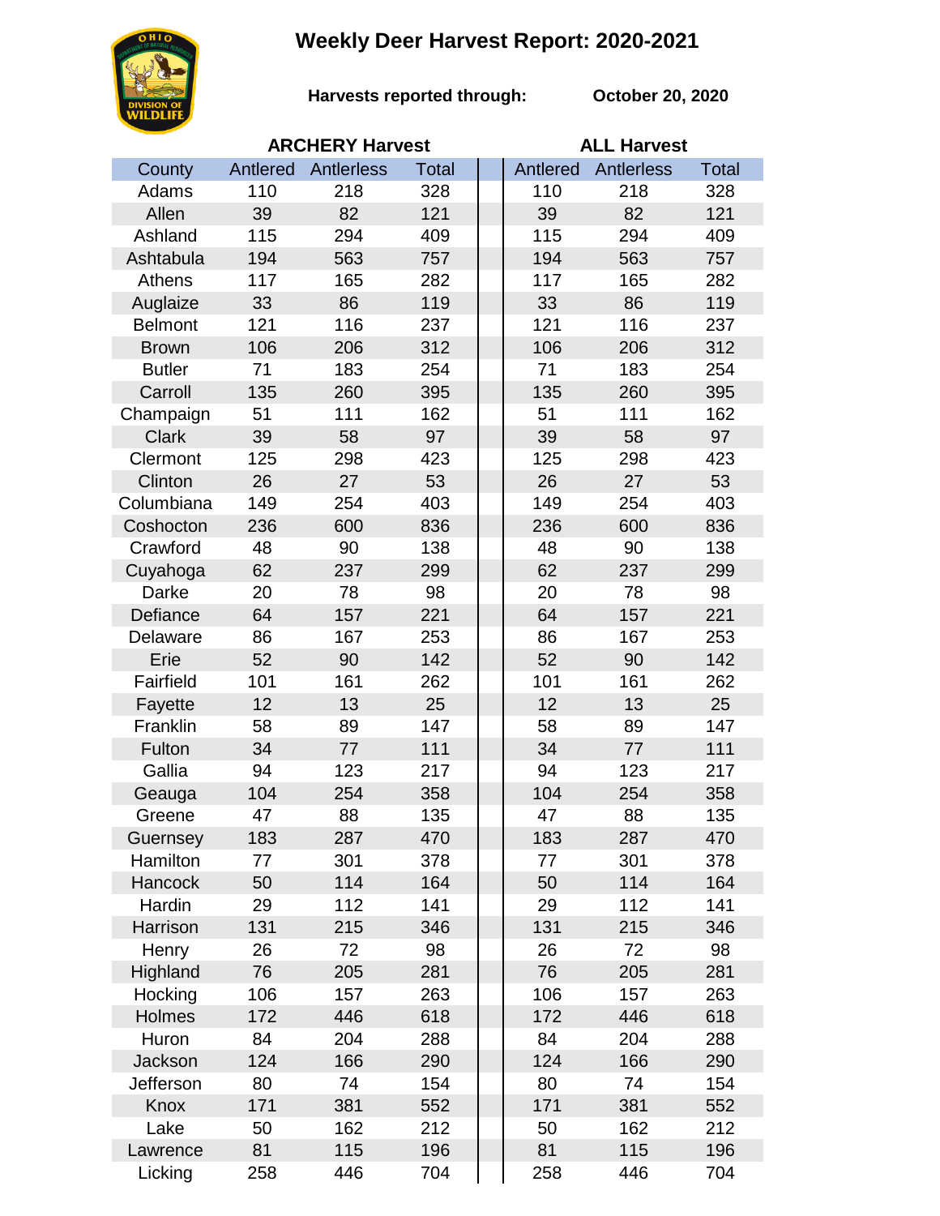# Weekly Deer Harvest Report: 2020-2021

**Harvests reported through:** **October 20, 2020**

| | ARCHERY Harvest | | | ALL Harvest | | |
|---|---|---|---|---|---|---|
| County | Antlered | Antlerless | Total | Antlered | Antlerless | Total |
| Adams | 110 | 218 | 328 | 110 | 218 | 328 |
| Allen | 39 | 82 | 121 | 39 | 82 | 121 |
| Ashland | 115 | 294 | 409 | 115 | 294 | 409 |
| Ashtabula | 194 | 563 | 757 | 194 | 563 | 757 |
| Athens | 117 | 165 | 282 | 117 | 165 | 282 |
| Auglaize | 33 | 86 | 119 | 33 | 86 | 119 |
| Belmont | 121 | 116 | 237 | 121 | 116 | 237 |
| Brown | 106 | 206 | 312 | 106 | 206 | 312 |
| Butler | 71 | 183 | 254 | 71 | 183 | 254 |
| Carroll | 135 | 260 | 395 | 135 | 260 | 395 |
| Champaign | 51 | 111 | 162 | 51 | 111 | 162 |
| Clark | 39 | 58 | 97 | 39 | 58 | 97 |
| Clermont | 125 | 298 | 423 | 125 | 298 | 423 |
| Clinton | 26 | 27 | 53 | 26 | 27 | 53 |
| Columbiana | 149 | 254 | 403 | 149 | 254 | 403 |
| Coshocton | 236 | 600 | 836 | 236 | 600 | 836 |
| Crawford | 48 | 90 | 138 | 48 | 90 | 138 |
| Cuyahoga | 62 | 237 | 299 | 62 | 237 | 299 |
| Darke | 20 | 78 | 98 | 20 | 78 | 98 |
| Defiance | 64 | 157 | 221 | 64 | 157 | 221 |
| Delaware | 86 | 167 | 253 | 86 | 167 | 253 |
| Erie | 52 | 90 | 142 | 52 | 90 | 142 |
| Fairfield | 101 | 161 | 262 | 101 | 161 | 262 |
| Fayette | 12 | 13 | 25 | 12 | 13 | 25 |
| Franklin | 58 | 89 | 147 | 58 | 89 | 147 |
| Fulton | 34 | 77 | 111 | 34 | 77 | 111 |
| Gallia | 94 | 123 | 217 | 94 | 123 | 217 |
| Geauga | 104 | 254 | 358 | 104 | 254 | 358 |
| Greene | 47 | 88 | 135 | 47 | 88 | 135 |
| Guernsey | 183 | 287 | 470 | 183 | 287 | 470 |
| Hamilton | 77 | 301 | 378 | 77 | 301 | 378 |
| Hancock | 50 | 114 | 164 | 50 | 114 | 164 |
| Hardin | 29 | 112 | 141 | 29 | 112 | 141 |
| Harrison | 131 | 215 | 346 | 131 | 215 | 346 |
| Henry | 26 | 72 | 98 | 26 | 72 | 98 |
| Highland | 76 | 205 | 281 | 76 | 205 | 281 |
| Hocking | 106 | 157 | 263 | 106 | 157 | 263 |
| Holmes | 172 | 446 | 618 | 172 | 446 | 618 |
| Huron | 84 | 204 | 288 | 84 | 204 | 288 |
| Jackson | 124 | 166 | 290 | 124 | 166 | 290 |
| Jefferson | 80 | 74 | 154 | 80 | 74 | 154 |
| Knox | 171 | 381 | 552 | 171 | 381 | 552 |
| Lake | 50 | 162 | 212 | 50 | 162 | 212 |
| Lawrence | 81 | 115 | 196 | 81 | 115 | 196 |
| Licking | 258 | 446 | 704 | 258 | 446 | 704 |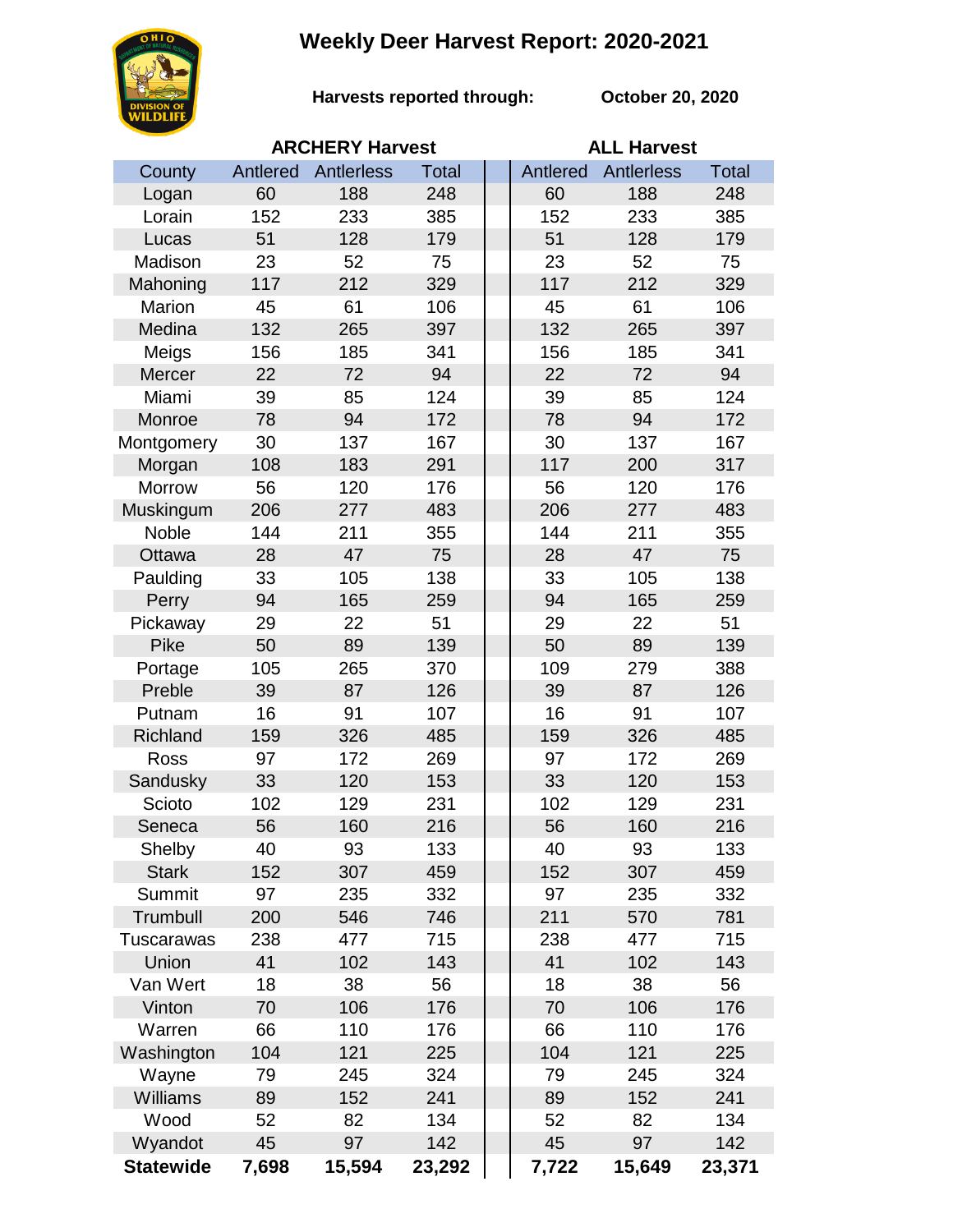# Weekly Deer Harvest Report: 2020-2021

**Harvests reported through:** October 20, 2020

| | ARCHERY Harvest | | | ALL Harvest | | |
|---|---|---|---|---|---|---|
| County | Antlered | Antlerless | Total | Antlered | Antlerless | Total |
| Logan | 60 | 188 | 248 | 60 | 188 | 248 |
| Lorain | 152 | 233 | 385 | 152 | 233 | 385 |
| Lucas | 51 | 128 | 179 | 51 | 128 | 179 |
| Madison | 23 | 52 | 75 | 23 | 52 | 75 |
| Mahoning | 117 | 212 | 329 | 117 | 212 | 329 |
| Marion | 45 | 61 | 106 | 45 | 61 | 106 |
| Medina | 132 | 265 | 397 | 132 | 265 | 397 |
| Meigs | 156 | 185 | 341 | 156 | 185 | 341 |
| Mercer | 22 | 72 | 94 | 22 | 72 | 94 |
| Miami | 39 | 85 | 124 | 39 | 85 | 124 |
| Monroe | 78 | 94 | 172 | 78 | 94 | 172 |
| Montgomery | 30 | 137 | 167 | 30 | 137 | 167 |
| Morgan | 108 | 183 | 291 | 117 | 200 | 317 |
| Morrow | 56 | 120 | 176 | 56 | 120 | 176 |
| Muskingum | 206 | 277 | 483 | 206 | 277 | 483 |
| Noble | 144 | 211 | 355 | 144 | 211 | 355 |
| Ottawa | 28 | 47 | 75 | 28 | 47 | 75 |
| Paulding | 33 | 105 | 138 | 33 | 105 | 138 |
| Perry | 94 | 165 | 259 | 94 | 165 | 259 |
| Pickaway | 29 | 22 | 51 | 29 | 22 | 51 |
| Pike | 50 | 89 | 139 | 50 | 89 | 139 |
| Portage | 105 | 265 | 370 | 109 | 279 | 388 |
| Preble | 39 | 87 | 126 | 39 | 87 | 126 |
| Putnam | 16 | 91 | 107 | 16 | 91 | 107 |
| Richland | 159 | 326 | 485 | 159 | 326 | 485 |
| Ross | 97 | 172 | 269 | 97 | 172 | 269 |
| Sandusky | 33 | 120 | 153 | 33 | 120 | 153 |
| Scioto | 102 | 129 | 231 | 102 | 129 | 231 |
| Seneca | 56 | 160 | 216 | 56 | 160 | 216 |
| Shelby | 40 | 93 | 133 | 40 | 93 | 133 |
| Stark | 152 | 307 | 459 | 152 | 307 | 459 |
| Summit | 97 | 235 | 332 | 97 | 235 | 332 |
| Trumbull | 200 | 546 | 746 | 211 | 570 | 781 |
| Tuscarawas | 238 | 477 | 715 | 238 | 477 | 715 |
| Union | 41 | 102 | 143 | 41 | 102 | 143 |
| Van Wert | 18 | 38 | 56 | 18 | 38 | 56 |
| Vinton | 70 | 106 | 176 | 70 | 106 | 176 |
| Warren | 66 | 110 | 176 | 66 | 110 | 176 |
| Washington | 104 | 121 | 225 | 104 | 121 | 225 |
| Wayne | 79 | 245 | 324 | 79 | 245 | 324 |
| Williams | 89 | 152 | 241 | 89 | 152 | 241 |
| Wood | 52 | 82 | 134 | 52 | 82 | 134 |
| Wyandot | 45 | 97 | 142 | 45 | 97 | 142 |
| **Statewide** | **7,698** | **15,594** | **23,292** | **7,722** | **15,649** | **23,371** |